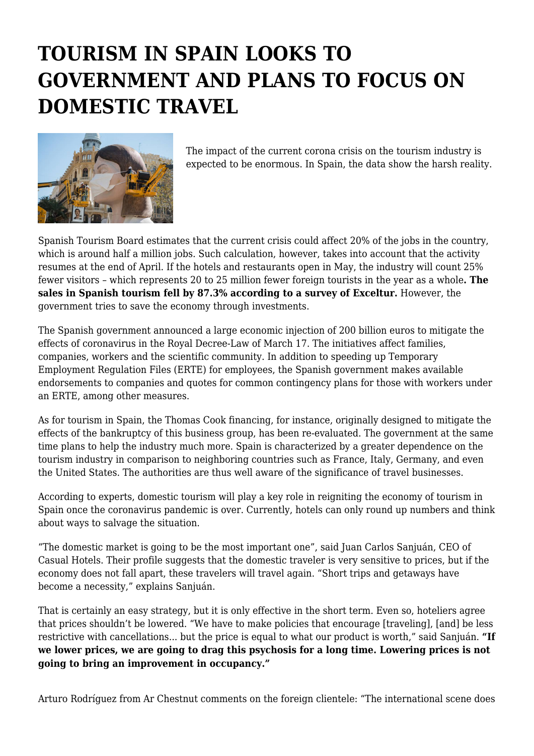# TOURISM IN SPAIN LOOKS TO GOVERNMENT AND PLANS TO FOCUS ON DOMESTIC TRAVEL

The impact of the current corona crisis on the tourism industry is expected to be enormous. In Spain, the data show the harsh reality.

Spanish Tourism Board estimates that the current crisis could affect 20% of the jobs in the country, which is around half a million jobs. Such calculation, however, takes into account that the activity resumes at the end of April. If the hotels and restaurants open in May, the industry will count 25% fewer visitors – which represents 20 to 25 million fewer foreign tourists in the year as a whole**. The sales in Spanish tourism fell by 87.3% according to a survey of Exceltur.** However, the government tries to save the economy through investments.

The Spanish government announced a large economic injection of 200 billion euros to mitigate the effects of coronavirus in the Royal Decree-Law of March 17. The initiatives affect families, companies, workers and the scientific community. In addition to speeding up Temporary Employment Regulation Files (ERTE) for employees, the Spanish government makes available endorsements to companies and quotes for common contingency plans for those with workers under an ERTE, among other measures.

As for tourism in Spain, the Thomas Cook financing, for instance, originally designed to mitigate the effects of the bankruptcy of this business group, has been re-evaluated. The government at the same time plans to help the industry much more. Spain is characterized by a greater dependence on the tourism industry in comparison to neighboring countries such as France, Italy, Germany, and even the United States. The authorities are thus well aware of the significance of travel businesses.

According to experts, domestic tourism will play a key role in reigniting the economy of tourism in Spain once the coronavirus pandemic is over. Currently, hotels can only round up numbers and think about ways to salvage the situation.

"The domestic market is going to be the most important one", said Juan Carlos Sanjuán, CEO of Casual Hotels. Their profile suggests that the domestic traveler is very sensitive to prices, but if the economy does not fall apart, these travelers will travel again. "Short trips and getaways have become a necessity," explains Sanjuán.

That is certainly an easy strategy, but it is only effective in the short term. Even so, hoteliers agree that prices shouldn't be lowered. "We have to make policies that encourage [traveling], [and] be less restrictive with cancellations... but the price is equal to what our product is worth," said Sanjuán. **"If we lower prices, we are going to drag this psychosis for a long time. Lowering prices is not going to bring an improvement in occupancy."**

Arturo Rodríguez from Ar Chestnut comments on the foreign clientele: "The international scene does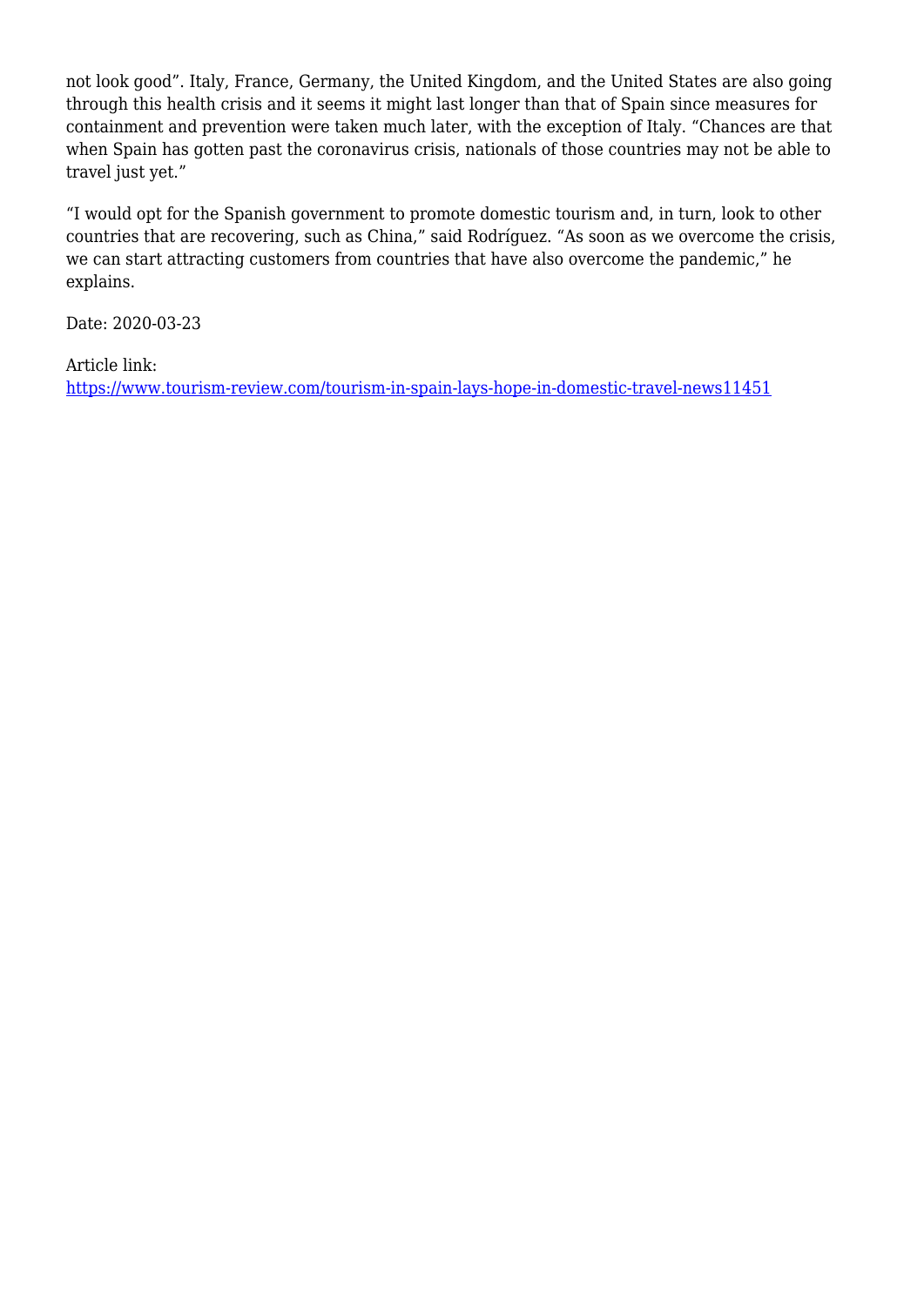not look good". Italy, France, Germany, the United Kingdom, and the United States are also going through this health crisis and it seems it might last longer than that of Spain since measures for containment and prevention were taken much later, with the exception of Italy. "Chances are that when Spain has gotten past the coronavirus crisis, nationals of those countries may not be able to travel just yet."

"I would opt for the Spanish government to promote domestic tourism and, in turn, look to other countries that are recovering, such as China," said Rodríguez. "As soon as we overcome the crisis, we can start attracting customers from countries that have also overcome the pandemic," he explains.

Date: 2020-03-23

Article link:
https://www.tourism-review.com/tourism-in-spain-lays-hope-in-domestic-travel-news11451